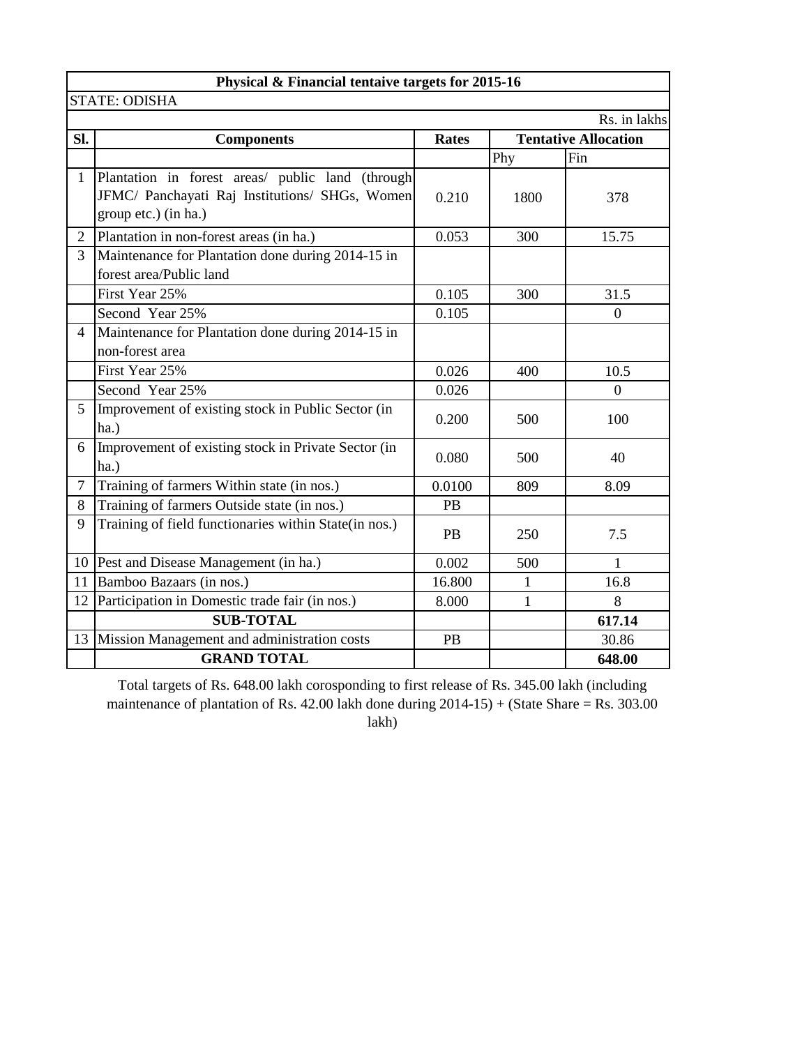| Physical & Financial tentaive targets for 2015-16 | | | | |
|---|---|---|---|---|
| STATE: ODISHA | | | | |
| | | | | Rs. in lakhs |
| **Sl.** | **Components** | **Rates** | **Tentative Allocation** | |
| | | | Phy | Fin |
| 1 | Plantation in forest areas/ public land (through JFMC/ Panchayati Raj Institutions/ SHGs, Women group etc.) (in ha.) | 0.210 | 1800 | 378 |
| 2 | Plantation in non-forest areas (in ha.) | 0.053 | 300 | 15.75 |
| 3 | Maintenance for Plantation done during 2014-15 in forest area/Public land | | | |
| | First Year 25% | 0.105 | 300 | 31.5 |
| | Second Year 25% | 0.105 | | 0 |
| 4 | Maintenance for Plantation done during 2014-15 in non-forest area | | | |
| | First Year 25% | 0.026 | 400 | 10.5 |
| | Second Year 25% | 0.026 | | 0 |
| 5 | Improvement of existing stock in Public Sector (in ha.) | 0.200 | 500 | 100 |
| 6 | Improvement of existing stock in Private Sector (in ha.) | 0.080 | 500 | 40 |
| 7 | Training of farmers Within state (in nos.) | 0.0100 | 809 | 8.09 |
| 8 | Training of farmers Outside state (in nos.) | PB | | |
| 9 | Training of field functionaries within State(in nos.) | PB | 250 | 7.5 |
| 10 | Pest and Disease Management (in ha.) | 0.002 | 500 | 1 |
| 11 | Bamboo Bazaars (in nos.) | 16.800 | 1 | 16.8 |
| 12 | Participation in Domestic trade fair (in nos.) | 8.000 | 1 | 8 |
| | **SUB-TOTAL** | | | **617.14** |
| 13 | Mission Management and administration costs | PB | | 30.86 |
| | **GRAND TOTAL** | | | **648.00** |

Total targets of Rs. 648.00 lakh corosponding to first release of Rs. 345.00 lakh (including maintenance of plantation of Rs. 42.00 lakh done during 2014-15) + (State Share = Rs. 303.00 lakh)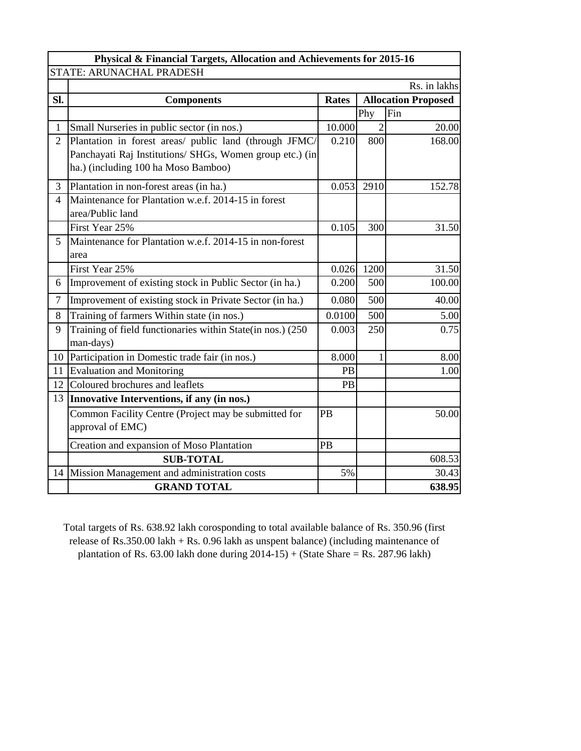| Physical & Financial Targets, Allocation and Achievements for 2015-16 | | | | |
|---|---|---|---|---|
| STATE: ARUNACHAL PRADESH | | | | |
| | | | | Rs. in lakhs |
| Sl. | Components | Rates | Allocation Proposed | |
| | | | Phy | Fin |
| 1 | Small Nurseries in public sector (in nos.) | 10.000 | 2 | 20.00 |
| 2 | Plantation in forest areas/ public land (through JFMC/ Panchayati Raj Institutions/ SHGs, Women group etc.) (in ha.) (including 100 ha Moso Bamboo) | 0.210 | 800 | 168.00 |
| 3 | Plantation in non-forest areas (in ha.) | 0.053 | 2910 | 152.78 |
| 4 | Maintenance for Plantation w.e.f. 2014-15 in forest area/Public land | | | |
| | First Year 25% | 0.105 | 300 | 31.50 |
| 5 | Maintenance for Plantation w.e.f. 2014-15 in non-forest area | | | |
| | First Year 25% | 0.026 | 1200 | 31.50 |
| 6 | Improvement of existing stock in Public Sector (in ha.) | 0.200 | 500 | 100.00 |
| 7 | Improvement of existing stock in Private Sector (in ha.) | 0.080 | 500 | 40.00 |
| 8 | Training of farmers Within state (in nos.) | 0.0100 | 500 | 5.00 |
| 9 | Training of field functionaries within State(in nos.) (250 man-days) | 0.003 | 250 | 0.75 |
| 10 | Participation in Domestic trade fair (in nos.) | 8.000 | 1 | 8.00 |
| 11 | Evaluation and Monitoring | PB | | 1.00 |
| 12 | Coloured brochures and leaflets | PB | | |
| 13 | **Innovative Interventions, if any (in nos.)** | | | |
| | Common Facility Centre (Project may be submitted for approval of EMC) | PB | | 50.00 |
| | Creation and expansion of Moso Plantation | PB | | |
| | **SUB-TOTAL** | | | 608.53 |
| 14 | Mission Management and administration costs | 5% | | 30.43 |
| | **GRAND TOTAL** | | | **638.95** |

Total targets of Rs. 638.92 lakh corosponding to total available balance of Rs. 350.96 (first release of Rs.350.00 lakh + Rs. 0.96 lakh as unspent balance) (including maintenance of plantation of Rs. 63.00 lakh done during 2014-15) + (State Share = Rs. 287.96 lakh)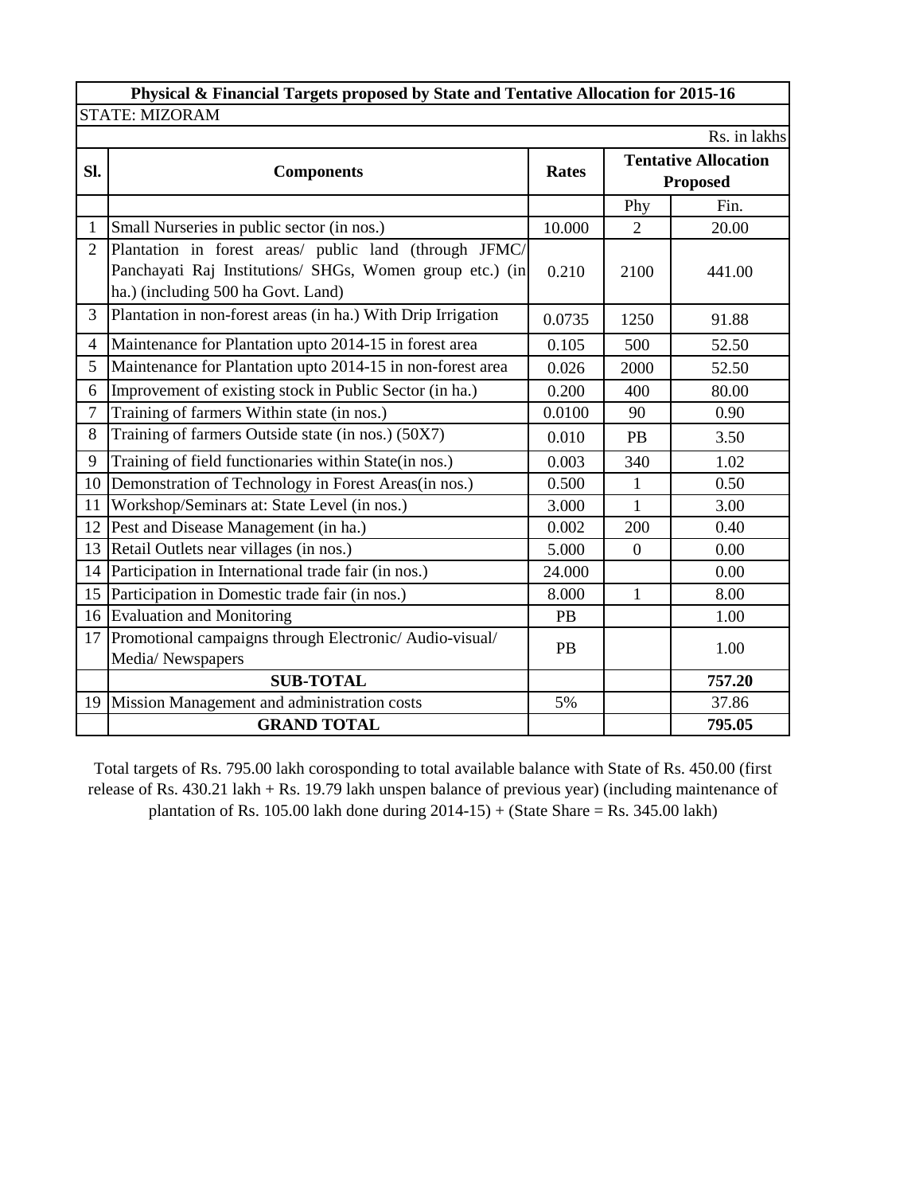| Physical & Financial Targets proposed by State and Tentative Allocation for 2015-16 | | | | |
|---|---|---|---|---|
| STATE: MIZORAM | | | | |
| | | | | Rs. in lakhs |
| **Sl.** | **Components** | **Rates** | **Tentative Allocation Proposed** | |
| | | | Phy | Fin. |
| 1 | Small Nurseries in public sector (in nos.) | 10.000 | 2 | 20.00 |
| 2 | Plantation in forest areas/ public land (through JFMC/ Panchayati Raj Institutions/ SHGs, Women group etc.) (in ha.) (including 500 ha Govt. Land) | 0.210 | 2100 | 441.00 |
| 3 | Plantation in non-forest areas (in ha.) With Drip Irrigation | 0.0735 | 1250 | 91.88 |
| 4 | Maintenance for Plantation upto 2014-15 in forest area | 0.105 | 500 | 52.50 |
| 5 | Maintenance for Plantation upto 2014-15 in non-forest area | 0.026 | 2000 | 52.50 |
| 6 | Improvement of existing stock in Public Sector (in ha.) | 0.200 | 400 | 80.00 |
| 7 | Training of farmers Within state (in nos.) | 0.0100 | 90 | 0.90 |
| 8 | Training of farmers Outside state (in nos.) (50X7) | 0.010 | PB | 3.50 |
| 9 | Training of field functionaries within State(in nos.) | 0.003 | 340 | 1.02 |
| 10 | Demonstration of Technology in Forest Areas(in nos.) | 0.500 | 1 | 0.50 |
| 11 | Workshop/Seminars at: State Level (in nos.) | 3.000 | 1 | 3.00 |
| 12 | Pest and Disease Management (in ha.) | 0.002 | 200 | 0.40 |
| 13 | Retail Outlets near villages (in nos.) | 5.000 | 0 | 0.00 |
| 14 | Participation in International trade fair (in nos.) | 24.000 | | 0.00 |
| 15 | Participation in Domestic trade fair (in nos.) | 8.000 | 1 | 8.00 |
| 16 | Evaluation and Monitoring | PB | | 1.00 |
| 17 | Promotional campaigns through Electronic/ Audio-visual/ Media/ Newspapers | PB | | 1.00 |
| | **SUB-TOTAL** | | | **757.20** |
| 19 | Mission Management and administration costs | 5% | | 37.86 |
| | **GRAND TOTAL** | | | **795.05** |

Total targets of Rs. 795.00 lakh corosponding to total available balance with State of Rs. 450.00 (first release of Rs. 430.21 lakh + Rs. 19.79 lakh unspen balance of previous year) (including maintenance of plantation of Rs. 105.00 lakh done during 2014-15) + (State Share = Rs. 345.00 lakh)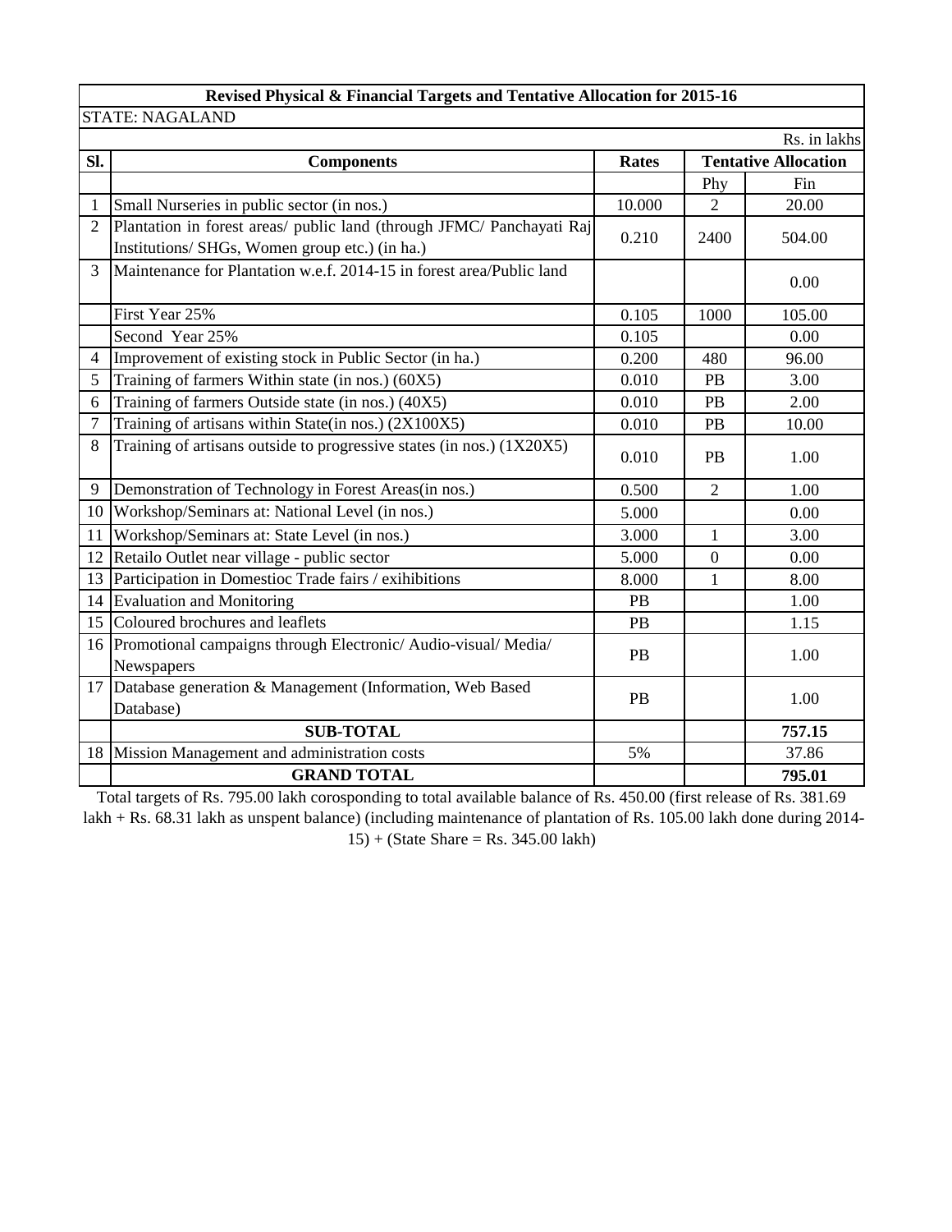**Revised Physical & Financial Targets and Tentative Allocation for 2015-16**

STATE: NAGALAND

Rs. in lakhs

| Sl. | Components | Rates | Tentative Allocation | |
|---|---|---|---|---|
| | | | Phy | Fin |
| 1 | Small Nurseries in public sector (in nos.) | 10.000 | 2 | 20.00 |
| 2 | Plantation in forest areas/ public land (through JFMC/ Panchayati Raj Institutions/ SHGs, Women group etc.) (in ha.) | 0.210 | 2400 | 504.00 |
| 3 | Maintenance for Plantation w.e.f. 2014-15 in forest area/Public land | | | 0.00 |
| | First Year 25% | 0.105 | 1000 | 105.00 |
| | Second Year 25% | 0.105 | | 0.00 |
| 4 | Improvement of existing stock in Public Sector (in ha.) | 0.200 | 480 | 96.00 |
| 5 | Training of farmers Within state (in nos.) (60X5) | 0.010 | PB | 3.00 |
| 6 | Training of farmers Outside state (in nos.) (40X5) | 0.010 | PB | 2.00 |
| 7 | Training of artisans within State(in nos.) (2X100X5) | 0.010 | PB | 10.00 |
| 8 | Training of artisans outside to progressive states (in nos.) (1X20X5) | 0.010 | PB | 1.00 |
| 9 | Demonstration of Technology in Forest Areas(in nos.) | 0.500 | 2 | 1.00 |
| 10 | Workshop/Seminars at: National Level (in nos.) | 5.000 | | 0.00 |
| 11 | Workshop/Seminars at: State Level (in nos.) | 3.000 | 1 | 3.00 |
| 12 | Retailo Outlet near village - public sector | 5.000 | 0 | 0.00 |
| 13 | Participation in Domestioc Trade fairs / exihibitions | 8.000 | 1 | 8.00 |
| 14 | Evaluation and Monitoring | PB | | 1.00 |
| 15 | Coloured brochures and leaflets | PB | | 1.15 |
| 16 | Promotional campaigns through Electronic/ Audio-visual/ Media/ Newspapers | PB | | 1.00 |
| 17 | Database generation & Management (Information, Web Based Database) | PB | | 1.00 |
| | **SUB-TOTAL** | | | **757.15** |
| 18 | Mission Management and administration costs | 5% | | 37.86 |
| | **GRAND TOTAL** | | | **795.01** |

Total targets of Rs. 795.00 lakh corosponding to total available balance of Rs. 450.00 (first release of Rs. 381.69 lakh + Rs. 68.31 lakh as unspent balance) (including maintenance of plantation of Rs. 105.00 lakh done during 2014-15) + (State Share = Rs. 345.00 lakh)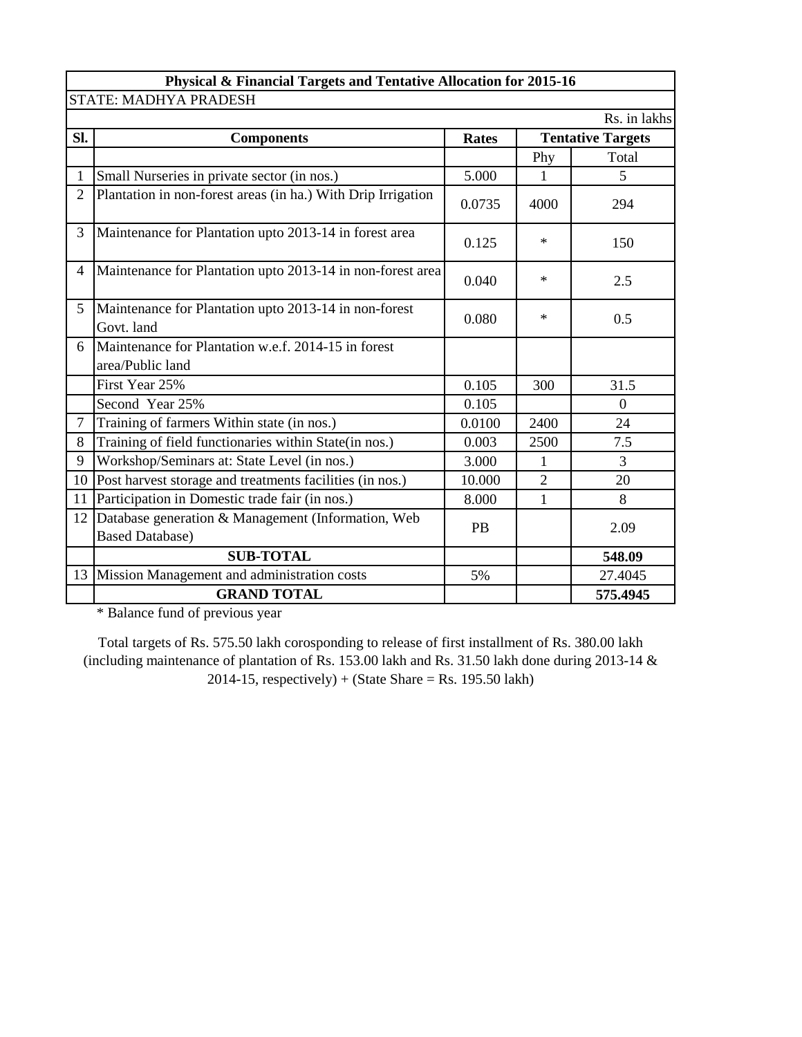| Physical & Financial Targets and Tentative Allocation for 2015-16 | | | | |
|---|---|---|---|---|
| STATE: MADHYA PRADESH | | | | |
| | | | | Rs. in lakhs |
| **Sl.** | **Components** | **Rates** | **Tentative Targets** | |
| | | | Phy | Total |
| 1 | Small Nurseries in private sector (in nos.) | 5.000 | 1 | 5 |
| 2 | Plantation in non-forest areas (in ha.) With Drip Irrigation | 0.0735 | 4000 | 294 |
| 3 | Maintenance for Plantation upto 2013-14 in forest area | 0.125 | * | 150 |
| 4 | Maintenance for Plantation upto 2013-14 in non-forest area | 0.040 | * | 2.5 |
| 5 | Maintenance for Plantation upto 2013-14 in non-forest Govt. land | 0.080 | * | 0.5 |
| 6 | Maintenance for Plantation w.e.f. 2014-15 in forest area/Public land | | | |
| | First Year 25% | 0.105 | 300 | 31.5 |
| | Second Year 25% | 0.105 | | 0 |
| 7 | Training of farmers Within state (in nos.) | 0.0100 | 2400 | 24 |
| 8 | Training of field functionaries within State(in nos.) | 0.003 | 2500 | 7.5 |
| 9 | Workshop/Seminars at: State Level (in nos.) | 3.000 | 1 | 3 |
| 10 | Post harvest storage and treatments facilities (in nos.) | 10.000 | 2 | 20 |
| 11 | Participation in Domestic trade fair (in nos.) | 8.000 | 1 | 8 |
| 12 | Database generation & Management (Information, Web Based Database) | PB | | 2.09 |
| | **SUB-TOTAL** | | | **548.09** |
| 13 | Mission Management and administration costs | 5% | | 27.4045 |
| | **GRAND TOTAL** | | | **575.4945** |

* Balance fund of previous year

Total targets of Rs. 575.50 lakh corosponding to release of first installment of Rs. 380.00 lakh (including maintenance of plantation of Rs. 153.00 lakh and Rs. 31.50 lakh done during 2013-14 & 2014-15, respectively) + (State Share = Rs. 195.50 lakh)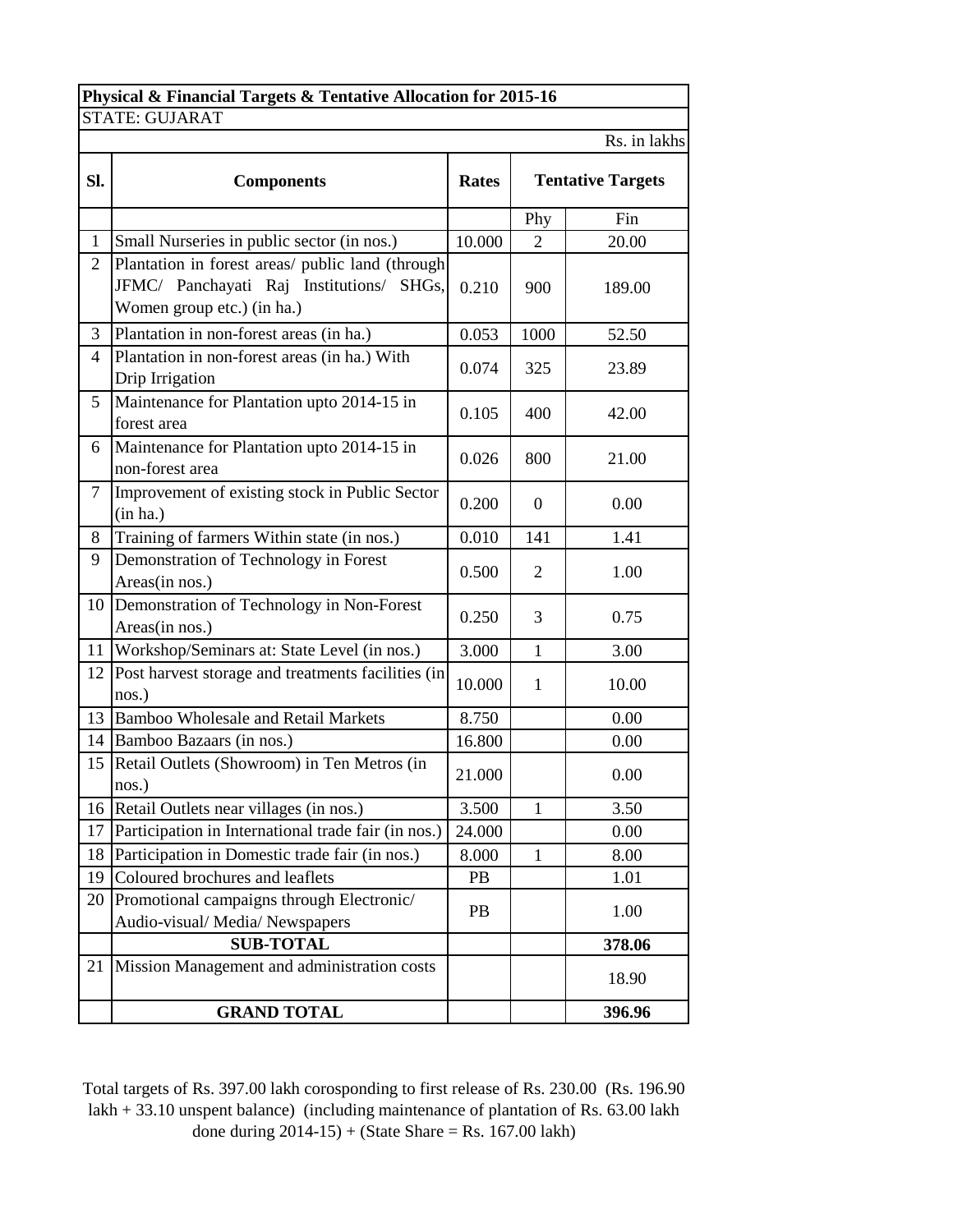| Physical & Financial Targets & Tentative Allocation for 2015-16 | | | | |
|---|---|---|---|---|
| STATE: GUJARAT | | | | |
| | | | | Rs. in lakhs |
| **Sl.** | **Components** | **Rates** | **Tentative Targets** | |
| | | | Phy | Fin |
| 1 | Small Nurseries in public sector (in nos.) | 10.000 | 2 | 20.00 |
| 2 | Plantation in forest areas/ public land (through JFMC/ Panchayati Raj Institutions/ SHGs, Women group etc.) (in ha.) | 0.210 | 900 | 189.00 |
| 3 | Plantation in non-forest areas (in ha.) | 0.053 | 1000 | 52.50 |
| 4 | Plantation in non-forest areas (in ha.) With Drip Irrigation | 0.074 | 325 | 23.89 |
| 5 | Maintenance for Plantation upto 2014-15 in forest area | 0.105 | 400 | 42.00 |
| 6 | Maintenance for Plantation upto 2014-15 in non-forest area | 0.026 | 800 | 21.00 |
| 7 | Improvement of existing stock in Public Sector (in ha.) | 0.200 | 0 | 0.00 |
| 8 | Training of farmers Within state (in nos.) | 0.010 | 141 | 1.41 |
| 9 | Demonstration of Technology in Forest Areas(in nos.) | 0.500 | 2 | 1.00 |
| 10 | Demonstration of Technology in Non-Forest Areas(in nos.) | 0.250 | 3 | 0.75 |
| 11 | Workshop/Seminars at: State Level (in nos.) | 3.000 | 1 | 3.00 |
| 12 | Post harvest storage and treatments facilities (in nos.) | 10.000 | 1 | 10.00 |
| 13 | Bamboo Wholesale and Retail Markets | 8.750 | | 0.00 |
| 14 | Bamboo Bazaars (in nos.) | 16.800 | | 0.00 |
| 15 | Retail Outlets (Showroom) in Ten Metros (in nos.) | 21.000 | | 0.00 |
| 16 | Retail Outlets near villages (in nos.) | 3.500 | 1 | 3.50 |
| 17 | Participation in International trade fair (in nos.) | 24.000 | | 0.00 |
| 18 | Participation in Domestic trade fair (in nos.) | 8.000 | 1 | 8.00 |
| 19 | Coloured brochures and leaflets | PB | | 1.01 |
| 20 | Promotional campaigns through Electronic/ Audio-visual/ Media/ Newspapers | PB | | 1.00 |
| | **SUB-TOTAL** | | | **378.06** |
| 21 | Mission Management and administration costs | | | 18.90 |
| | **GRAND TOTAL** | | | **396.96** |

Total targets of Rs. 397.00 lakh corosponding to first release of Rs. 230.00 (Rs. 196.90 lakh + 33.10 unspent balance) (including maintenance of plantation of Rs. 63.00 lakh done during 2014-15) + (State Share = Rs. 167.00 lakh)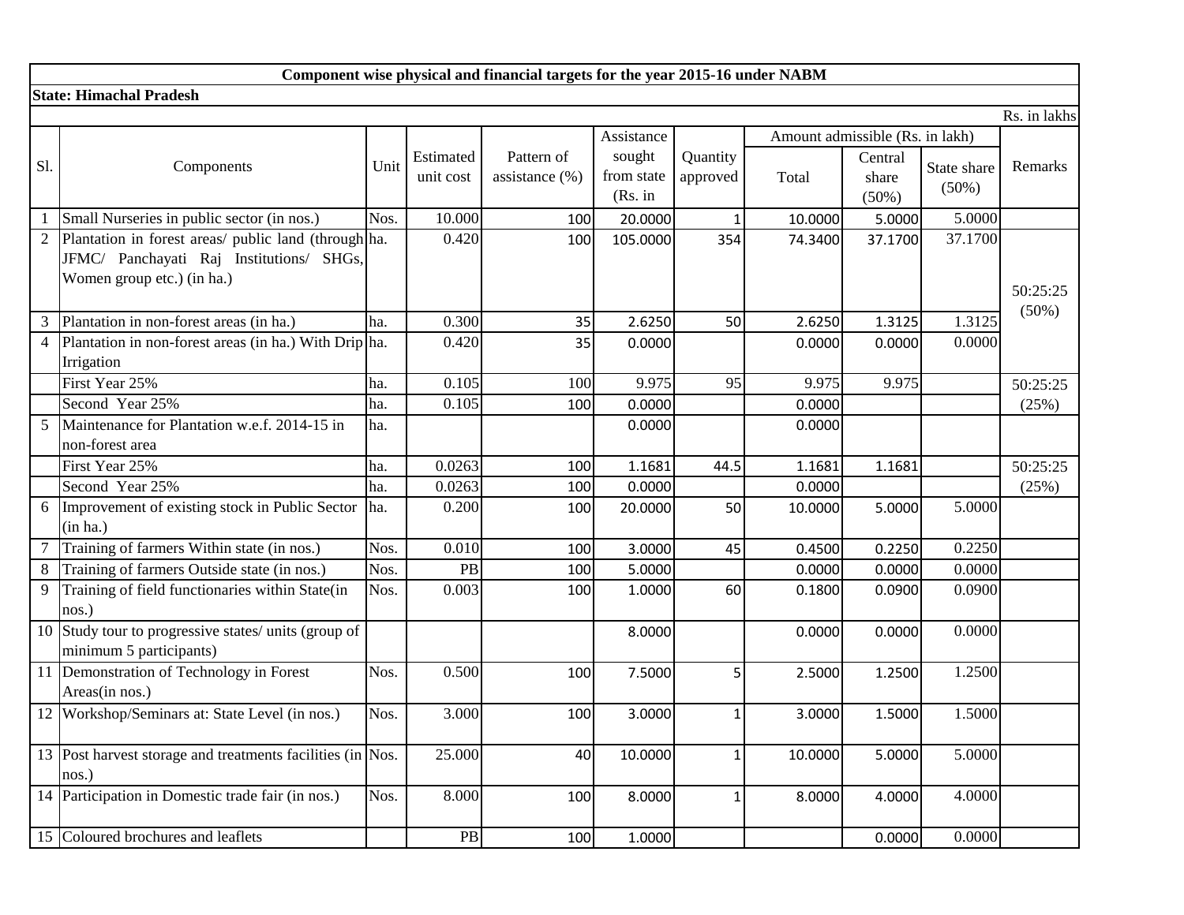**Component wise physical and financial targets for the year 2015-16 under NABM**

**State: Himachal Pradesh**

Rs. in lakhs

| Sl. | Components | Unit | Estimated unit cost | Pattern of assistance (%) | Assistance sought from state (Rs. in | Quantity approved | Amount admissible (Rs. in lakh) | | | Remarks |
|---|---|---|---|---|---|---|---|---|---|---|
| | | | | | | | Total | Central share (50%) | State share (50%) | |
| 1 | Small Nurseries in public sector (in nos.) | Nos. | 10.000 | 100 | 20.0000 | 1 | 10.0000 | 5.0000 | 5.0000 | |
| 2 | Plantation in forest areas/ public land (through JFMC/ Panchayati Raj Institutions/ SHGs, Women group etc.) (in ha.) | ha. | 0.420 | 100 | 105.0000 | 354 | 74.3400 | 37.1700 | 37.1700 | 50:25:25 (50%) |
| 3 | Plantation in non-forest areas (in ha.) | ha. | 0.300 | 35 | 2.6250 | 50 | 2.6250 | 1.3125 | 1.3125 | |
| 4 | Plantation in non-forest areas (in ha.) With Drip Irrigation | ha. | 0.420 | 35 | 0.0000 | | 0.0000 | 0.0000 | 0.0000 | |
| | First Year 25% | ha. | 0.105 | 100 | 9.975 | 95 | 9.975 | 9.975 | | 50:25:25 (25%) |
| | Second Year 25% | ha. | 0.105 | 100 | 0.0000 | | 0.0000 | | | |
| 5 | Maintenance for Plantation w.e.f. 2014-15 in non-forest area | ha. | | | 0.0000 | | 0.0000 | | | |
| | First Year 25% | ha. | 0.0263 | 100 | 1.1681 | 44.5 | 1.1681 | 1.1681 | | 50:25:25 (25%) |
| | Second Year 25% | ha. | 0.0263 | 100 | 0.0000 | | 0.0000 | | | |
| 6 | Improvement of existing stock in Public Sector (in ha.) | ha. | 0.200 | 100 | 20.0000 | 50 | 10.0000 | 5.0000 | 5.0000 | |
| 7 | Training of farmers Within state (in nos.) | Nos. | 0.010 | 100 | 3.0000 | 45 | 0.4500 | 0.2250 | 0.2250 | |
| 8 | Training of farmers Outside state (in nos.) | Nos. | PB | 100 | 5.0000 | | 0.0000 | 0.0000 | 0.0000 | |
| 9 | Training of field functionaries within State(in nos.) | Nos. | 0.003 | 100 | 1.0000 | 60 | 0.1800 | 0.0900 | 0.0900 | |
| 10 | Study tour to progressive states/ units (group of minimum 5 participants) | | | | 8.0000 | | 0.0000 | 0.0000 | 0.0000 | |
| 11 | Demonstration of Technology in Forest Areas(in nos.) | Nos. | 0.500 | 100 | 7.5000 | 5 | 2.5000 | 1.2500 | 1.2500 | |
| 12 | Workshop/Seminars at: State Level (in nos.) | Nos. | 3.000 | 100 | 3.0000 | 1 | 3.0000 | 1.5000 | 1.5000 | |
| 13 | Post harvest storage and treatments facilities (in nos.) | Nos. | 25.000 | 40 | 10.0000 | 1 | 10.0000 | 5.0000 | 5.0000 | |
| 14 | Participation in Domestic trade fair (in nos.) | Nos. | 8.000 | 100 | 8.0000 | 1 | 8.0000 | 4.0000 | 4.0000 | |
| 15 | Coloured brochures and leaflets | | PB | 100 | 1.0000 | | | 0.0000 | 0.0000 | |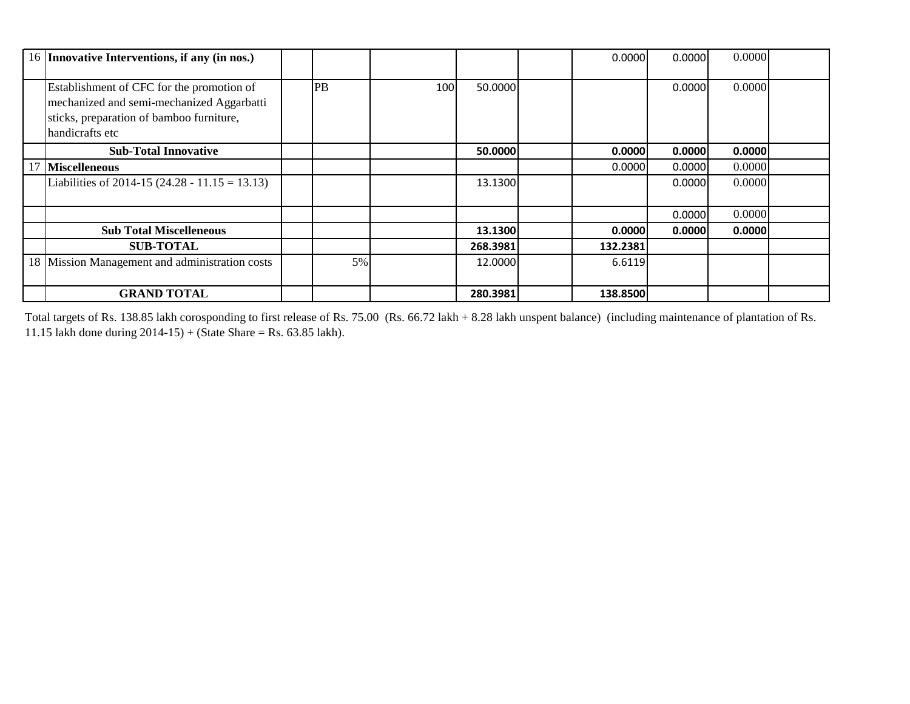| | | | | | | | | | | |
|---|---|---|---|---|---|---|---|---|---|---|
| 16 | **Innovative Interventions, if any (in nos.)** | | | | | | 0.0000 | 0.0000 | 0.0000 | |
| | Establishment of CFC for the promotion of mechanized and semi-mechanized Aggarbatti sticks, preparation of bamboo furniture, handicrafts etc | | PB | 100 | 50.0000 | | | 0.0000 | 0.0000 | |
| | **Sub-Total Innovative** | | | | **50.0000** | | **0.0000** | **0.0000** | **0.0000** | |
| 17 | **Miscelleneous** | | | | | | 0.0000 | 0.0000 | 0.0000 | |
| | Liabilities of 2014-15 (24.28 - 11.15 = 13.13) | | | | 13.1300 | | | 0.0000 | 0.0000 | |
| | | | | | | | | 0.0000 | 0.0000 | |
| | **Sub Total Miscelleneous** | | | | **13.1300** | | **0.0000** | **0.0000** | **0.0000** | |
| | **SUB-TOTAL** | | | | **268.3981** | | **132.2381** | | | |
| 18 | Mission Management and administration costs | | 5% | | 12.0000 | | 6.6119 | | | |
| | **GRAND TOTAL** | | | | **280.3981** | | **138.8500** | | | |

Total targets of Rs. 138.85 lakh corosponding to first release of Rs. 75.00 (Rs. 66.72 lakh + 8.28 lakh unspent balance) (including maintenance of plantation of Rs. 11.15 lakh done during 2014-15) + (State Share = Rs. 63.85 lakh).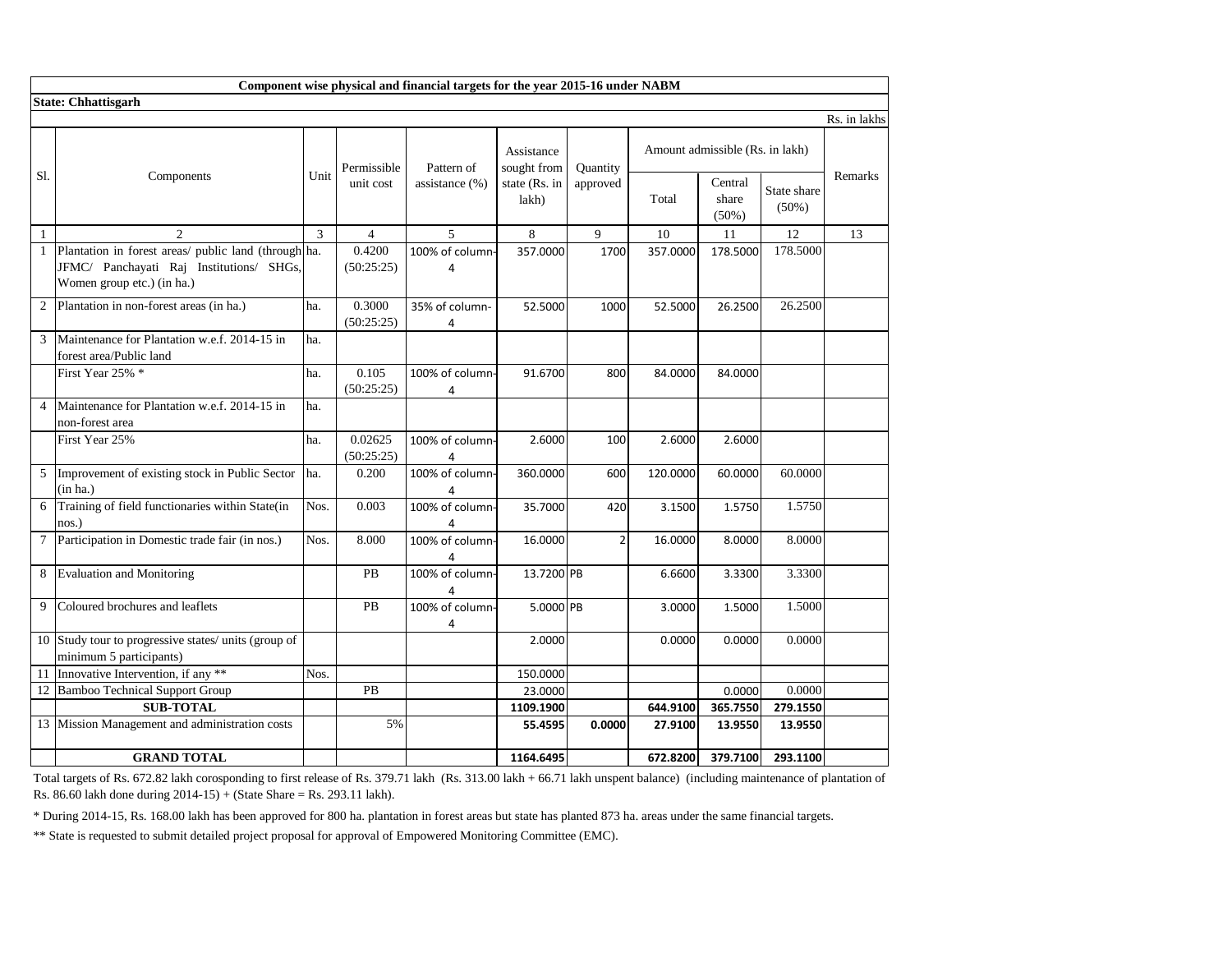**Component wise physical and financial targets for the year 2015-16 under NABM**

**State: Chhattisgarh**

Rs. in lakhs

| Sl. | Components | Unit | Permissible unit cost | Pattern of assistance (%) | Assistance sought from state (Rs. in lakh) | Quantity approved | Amount admissible (Rs. in lakh) | | | Remarks |
|---|---|---|---|---|---|---|---|---|---|---|
| | | | | | | | Total | Central share (50%) | State share (50%) | |
| 1 | 2 | 3 | 4 | 5 | 8 | 9 | 10 | 11 | 12 | 13 |
| 1 | Plantation in forest areas/ public land (through JFMC/ Panchayati Raj Institutions/ SHGs, Women group etc.) (in ha.) | ha. | 0.4200 (50:25:25) | 100% of column-4 | 357.0000 | 1700 | 357.0000 | 178.5000 | 178.5000 | |
| 2 | Plantation in non-forest areas (in ha.) | ha. | 0.3000 (50:25:25) | 35% of column-4 | 52.5000 | 1000 | 52.5000 | 26.2500 | 26.2500 | |
| 3 | Maintenance for Plantation w.e.f. 2014-15 in forest area/Public land | ha. | | | | | | | | |
| | First Year 25% * | ha. | 0.105 (50:25:25) | 100% of column-4 | 91.6700 | 800 | 84.0000 | 84.0000 | | |
| 4 | Maintenance for Plantation w.e.f. 2014-15 in non-forest area | ha. | | | | | | | | |
| | First Year 25% | ha. | 0.02625 (50:25:25) | 100% of column-4 | 2.6000 | 100 | 2.6000 | 2.6000 | | |
| 5 | Improvement of existing stock in Public Sector (in ha.) | ha. | 0.200 | 100% of column-4 | 360.0000 | 600 | 120.0000 | 60.0000 | 60.0000 | |
| 6 | Training of field functionaries within State(in nos.) | Nos. | 0.003 | 100% of column-4 | 35.7000 | 420 | 3.1500 | 1.5750 | 1.5750 | |
| 7 | Participation in Domestic trade fair (in nos.) | Nos. | 8.000 | 100% of column-4 | 16.0000 | 2 | 16.0000 | 8.0000 | 8.0000 | |
| 8 | Evaluation and Monitoring | | PB | 100% of column-4 | 13.7200 | PB | 6.6600 | 3.3300 | 3.3300 | |
| 9 | Coloured brochures and leaflets | | PB | 100% of column-4 | 5.0000 | PB | 3.0000 | 1.5000 | 1.5000 | |
| 10 | Study tour to progressive states/ units (group of minimum 5 participants) | | | | 2.0000 | | 0.0000 | 0.0000 | 0.0000 | |
| 11 | Innovative Intervention, if any ** | Nos. | | | 150.0000 | | | | | |
| 12 | Bamboo Technical Support Group | | PB | | 23.0000 | | | 0.0000 | 0.0000 | |
| | **SUB-TOTAL** | | | | **1109.1900** | | **644.9100** | **365.7550** | **279.1550** | |
| 13 | Mission Management and administration costs | | 5% | | **55.4595** | **0.0000** | **27.9100** | **13.9550** | **13.9550** | |
| | **GRAND TOTAL** | | | | **1164.6495** | | **672.8200** | **379.7100** | **293.1100** | |

Total targets of Rs. 672.82 lakh corosponding to first release of Rs. 379.71 lakh (Rs. 313.00 lakh + 66.71 lakh unspent balance) (including maintenance of plantation of Rs. 86.60 lakh done during 2014-15) + (State Share = Rs. 293.11 lakh).

* During 2014-15, Rs. 168.00 lakh has been approved for 800 ha. plantation in forest areas but state has planted 873 ha. areas under the same financial targets.

** State is requested to submit detailed project proposal for approval of Empowered Monitoring Committee (EMC).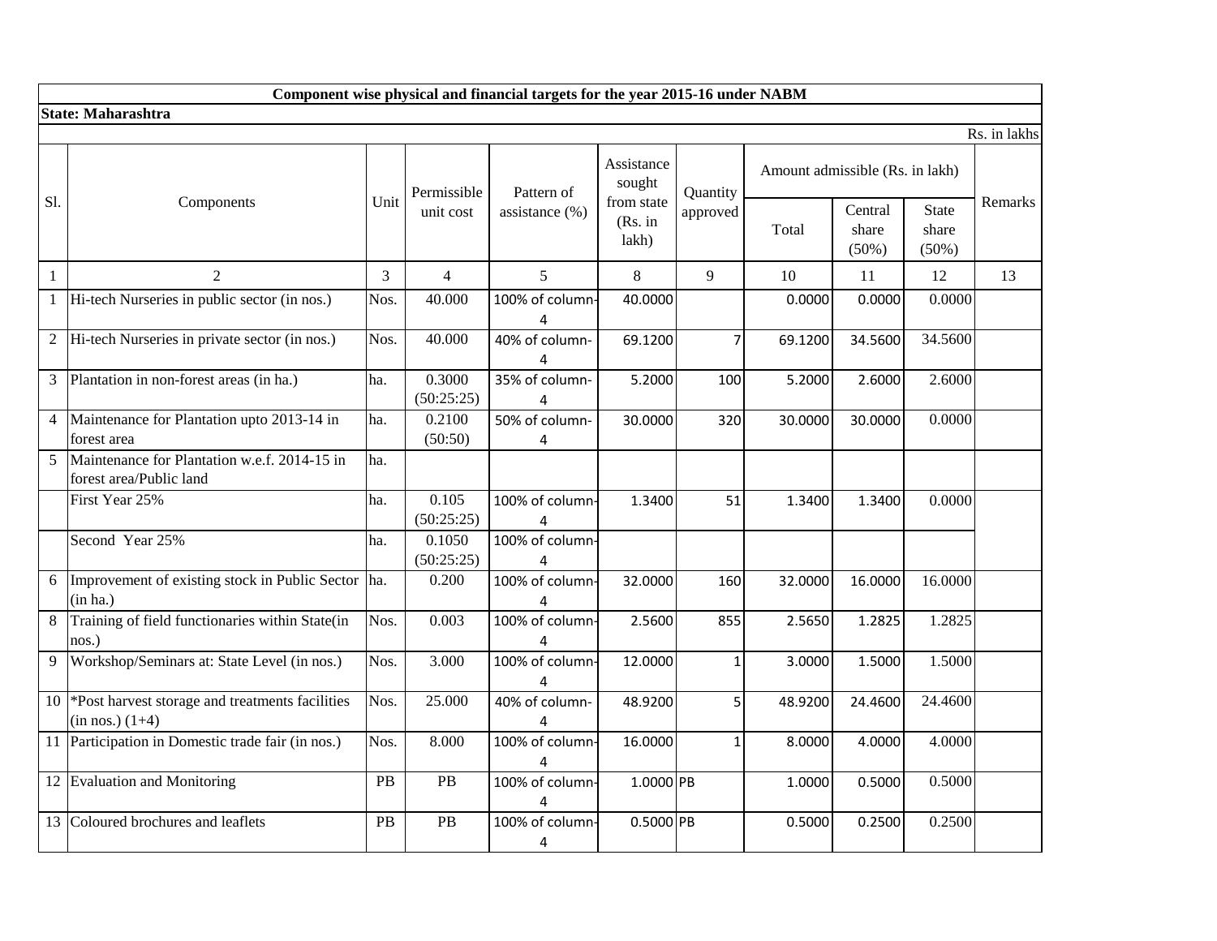**Component wise physical and financial targets for the year 2015-16 under NABM**

**State: Maharashtra**

Rs. in lakhs

| Sl. | Components | Unit | Permissible unit cost | Pattern of assistance (%) | Assistance sought from state (Rs. in lakh) | Quantity approved | Amount admissible (Rs. in lakh) | | | Remarks |
|---|---|---|---|---|---|---|---|---|---|---|
| | | | | | | | Total | Central share (50%) | State share (50%) | |
| 1 | 2 | 3 | 4 | 5 | 8 | 9 | 10 | 11 | 12 | 13 |
| 1 | Hi-tech Nurseries in public sector (in nos.) | Nos. | 40.000 | 100% of column-4 | 40.0000 | | 0.0000 | 0.0000 | 0.0000 | |
| 2 | Hi-tech Nurseries in private sector (in nos.) | Nos. | 40.000 | 40% of column-4 | 69.1200 | 7 | 69.1200 | 34.5600 | 34.5600 | |
| 3 | Plantation in non-forest areas (in ha.) | ha. | 0.3000 (50:25:25) | 35% of column-4 | 5.2000 | 100 | 5.2000 | 2.6000 | 2.6000 | |
| 4 | Maintenance for Plantation upto 2013-14 in forest area | ha. | 0.2100 (50:50) | 50% of column-4 | 30.0000 | 320 | 30.0000 | 30.0000 | 0.0000 | |
| 5 | Maintenance for Plantation w.e.f. 2014-15 in forest area/Public land | ha. | | | | | | | | |
| | First Year 25% | ha. | 0.105 (50:25:25) | 100% of column-4 | 1.3400 | 51 | 1.3400 | 1.3400 | 0.0000 | |
| | Second Year 25% | ha. | 0.1050 (50:25:25) | 100% of column-4 | | | | | | |
| 6 | Improvement of existing stock in Public Sector (in ha.) | ha. | 0.200 | 100% of column-4 | 32.0000 | 160 | 32.0000 | 16.0000 | 16.0000 | |
| 8 | Training of field functionaries within State(in nos.) | Nos. | 0.003 | 100% of column-4 | 2.5600 | 855 | 2.5650 | 1.2825 | 1.2825 | |
| 9 | Workshop/Seminars at: State Level (in nos.) | Nos. | 3.000 | 100% of column-4 | 12.0000 | 1 | 3.0000 | 1.5000 | 1.5000 | |
| 10 | *Post harvest storage and treatments facilities (in nos.) (1+4) | Nos. | 25.000 | 40% of column-4 | 48.9200 | 5 | 48.9200 | 24.4600 | 24.4600 | |
| 11 | Participation in Domestic trade fair (in nos.) | Nos. | 8.000 | 100% of column-4 | 16.0000 | 1 | 8.0000 | 4.0000 | 4.0000 | |
| 12 | Evaluation and Monitoring | PB | PB | 100% of column-4 | 1.0000 | PB | 1.0000 | 0.5000 | 0.5000 | |
| 13 | Coloured brochures and leaflets | PB | PB | 100% of column-4 | 0.5000 | PB | 0.5000 | 0.2500 | 0.2500 | |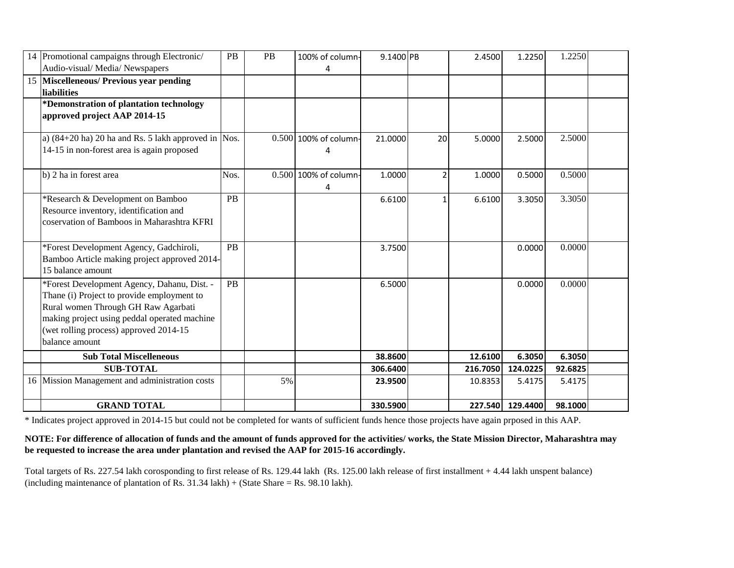| | | | | | | | | | | |
|---|---|---|---|---|---|---|---|---|---|---|
| 14 | Promotional campaigns through Electronic/ Audio-visual/ Media/ Newspapers | PB | PB | 100% of column-4 | 9.1400 | PB | 2.4500 | 1.2250 | 1.2250 | |
| 15 | **Miscelleneous/ Previous year pending liabilities** | | | | | | | | | |
| | **\*Demonstration of plantation technology approved project AAP 2014-15** | | | | | | | | | |
| | a) (84+20 ha) 20 ha and Rs. 5 lakh approved in 14-15 in non-forest area is again proposed | Nos. | 0.500 | 100% of column-4 | 21.0000 | 20 | 5.0000 | 2.5000 | 2.5000 | |
| | b) 2 ha in forest area | Nos. | 0.500 | 100% of column-4 | 1.0000 | 2 | 1.0000 | 0.5000 | 0.5000 | |
| | \*Research & Development on Bamboo Resource inventory, identification and coservation of Bamboos in Maharashtra KFRI | PB | | | 6.6100 | 1 | 6.6100 | 3.3050 | 3.3050 | |
| | \*Forest Development Agency, Gadchiroli, Bamboo Article making project approved 2014-15 balance amount | PB | | | 3.7500 | | | 0.0000 | 0.0000 | |
| | \*Forest Development Agency, Dahanu, Dist. - Thane (i) Project to provide employment to Rural women Through GH Raw Agarbati making project using peddal operated machine (wet rolling process) approved 2014-15 balance amount | PB | | | 6.5000 | | | 0.0000 | 0.0000 | |
| | **Sub Total Miscelleneous** | | | | **38.8600** | | **12.6100** | **6.3050** | **6.3050** | |
| | **SUB-TOTAL** | | | | **306.6400** | | **216.7050** | **124.0225** | **92.6825** | |
| 16 | Mission Management and administration costs | | 5% | | **23.9500** | | 10.8353 | 5.4175 | 5.4175 | |
| | **GRAND TOTAL** | | | | **330.5900** | | **227.540** | **129.4400** | **98.1000** | |

\* Indicates project approved in 2014-15 but could not be completed for wants of sufficient funds hence those projects have again prposed in this AAP.

**NOTE: For difference of allocation of funds and the amount of funds approved for the activities/ works, the State Mission Director, Maharashtra may be requested to increase the area under plantation and revised the AAP for 2015-16 accordingly.**

Total targets of Rs. 227.54 lakh corosponding to first release of Rs. 129.44 lakh (Rs. 125.00 lakh release of first installment + 4.44 lakh unspent balance) (including maintenance of plantation of Rs. 31.34 lakh) + (State Share = Rs. 98.10 lakh).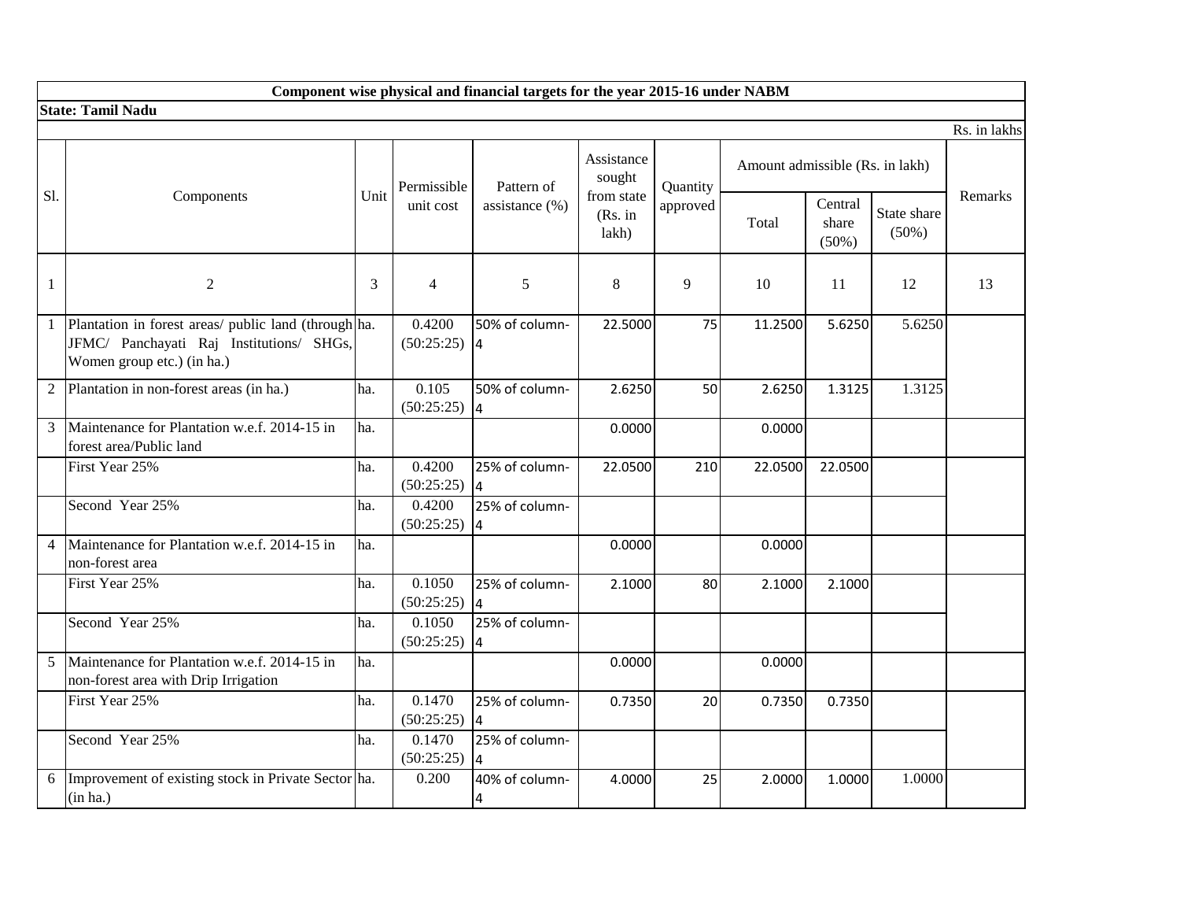**Component wise physical and financial targets for the year 2015-16 under NABM**

**State: Tamil Nadu**

Rs. in lakhs

| Sl. | Components | Unit | Permissible unit cost | Pattern of assistance (%) | Assistance sought from state (Rs. in lakh) | Quantity approved | Amount admissible (Rs. in lakh) | | | Remarks |
|---|---|---|---|---|---|---|---|---|---|---|
| | | | | | | | Total | Central share (50%) | State share (50%) | |
| 1 | 2 | 3 | 4 | 5 | 8 | 9 | 10 | 11 | 12 | 13 |
| 1 | Plantation in forest areas/ public land (through JFMC/ Panchayati Raj Institutions/ SHGs, Women group etc.) (in ha.) | ha. | 0.4200 (50:25:25) | 50% of column-4 | 22.5000 | 75 | 11.2500 | 5.6250 | 5.6250 | |
| 2 | Plantation in non-forest areas (in ha.) | ha. | 0.105 (50:25:25) | 50% of column-4 | 2.6250 | 50 | 2.6250 | 1.3125 | 1.3125 | |
| 3 | Maintenance for Plantation w.e.f. 2014-15 in forest area/Public land | ha. | | | 0.0000 | | 0.0000 | | | |
| | First Year 25% | ha. | 0.4200 (50:25:25) | 25% of column-4 | 22.0500 | 210 | 22.0500 | 22.0500 | | |
| | Second Year 25% | ha. | 0.4200 (50:25:25) | 25% of column-4 | | | | | | |
| 4 | Maintenance for Plantation w.e.f. 2014-15 in non-forest area | ha. | | | 0.0000 | | 0.0000 | | | |
| | First Year 25% | ha. | 0.1050 (50:25:25) | 25% of column-4 | 2.1000 | 80 | 2.1000 | 2.1000 | | |
| | Second Year 25% | ha. | 0.1050 (50:25:25) | 25% of column-4 | | | | | | |
| 5 | Maintenance for Plantation w.e.f. 2014-15 in non-forest area with Drip Irrigation | ha. | | | 0.0000 | | 0.0000 | | | |
| | First Year 25% | ha. | 0.1470 (50:25:25) | 25% of column-4 | 0.7350 | 20 | 0.7350 | 0.7350 | | |
| | Second Year 25% | ha. | 0.1470 (50:25:25) | 25% of column-4 | | | | | | |
| 6 | Improvement of existing stock in Private Sector (in ha.) | ha. | 0.200 | 40% of column-4 | 4.0000 | 25 | 2.0000 | 1.0000 | 1.0000 | |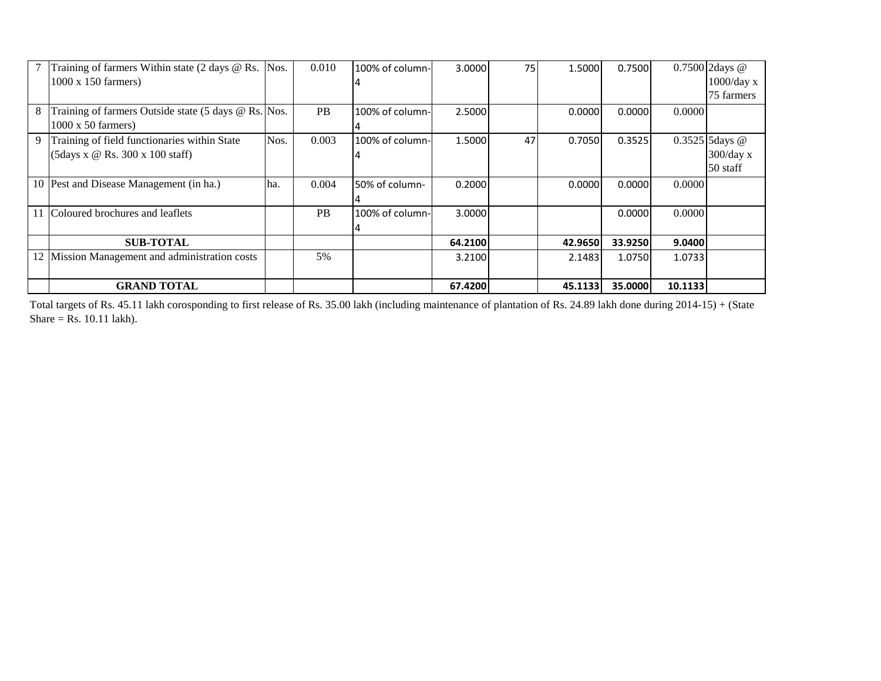| 7 | Training of farmers Within state (2 days @ Rs. 1000 x 150 farmers) | Nos. | 0.010 | 100% of column-4 | 3.0000 | 75 | 1.5000 | 0.7500 | 0.7500 | 2days @ 1000/day x 75 farmers |
|---|---|---|---|---|---|---|---|---|---|---|
| 8 | Training of farmers Outside state (5 days @ Rs. 1000 x 50 farmers) | Nos. | PB | 100% of column-4 | 2.5000 | | 0.0000 | 0.0000 | 0.0000 | |
| 9 | Training of field functionaries within State (5days x @ Rs. 300 x 100 staff) | Nos. | 0.003 | 100% of column-4 | 1.5000 | 47 | 0.7050 | 0.3525 | 0.3525 | 5days @ 300/day x 50 staff |
| 10 | Pest and Disease Management (in ha.) | ha. | 0.004 | 50% of column-4 | 0.2000 | | 0.0000 | 0.0000 | 0.0000 | |
| 11 | Coloured brochures and leaflets | | PB | 100% of column-4 | 3.0000 | | | 0.0000 | 0.0000 | |
| | **SUB-TOTAL** | | | | **64.2100** | | **42.9650** | **33.9250** | **9.0400** | |
| 12 | Mission Management and administration costs | | 5% | | 3.2100 | | 2.1483 | 1.0750 | 1.0733 | |
| | **GRAND TOTAL** | | | | **67.4200** | | **45.1133** | **35.0000** | **10.1133** | |

Total targets of Rs. 45.11 lakh corosponding to first release of Rs. 35.00 lakh (including maintenance of plantation of Rs. 24.89 lakh done during 2014-15) + (State Share = Rs. 10.11 lakh).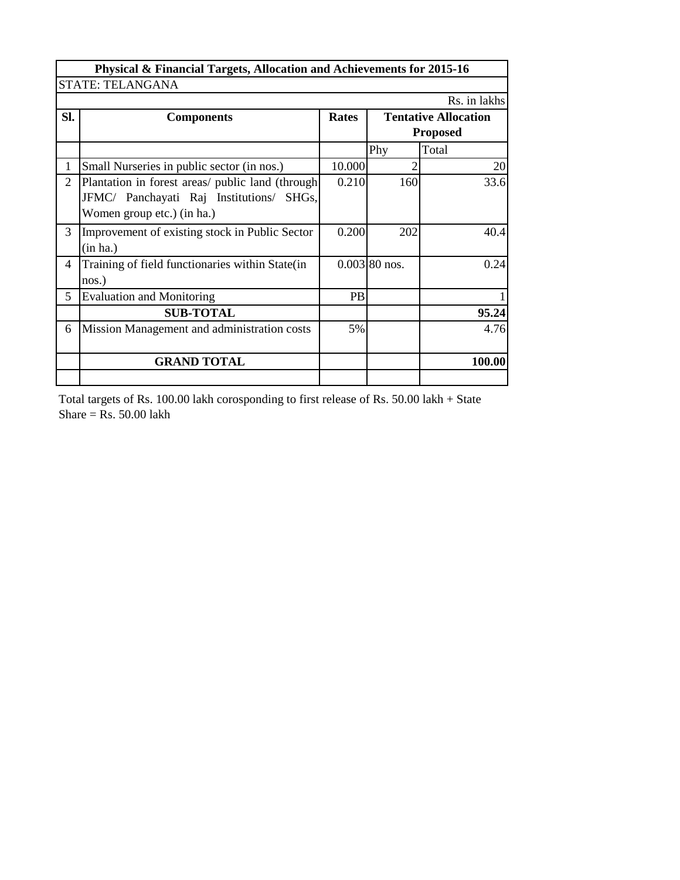| Physical & Financial Targets, Allocation and Achievements for 2015-16 | | | | |
|---|---|---|---|---|
| STATE: TELANGANA | | | | |
| | | | | Rs. in lakhs |
| **Sl.** | **Components** | **Rates** | **Tentative Allocation Proposed** | |
| | | | Phy | Total |
| 1 | Small Nurseries in public sector (in nos.) | 10.000 | 2 | 20 |
| 2 | Plantation in forest areas/ public land (through JFMC/ Panchayati Raj Institutions/ SHGs, Women group etc.) (in ha.) | 0.210 | 160 | 33.6 |
| 3 | Improvement of existing stock in Public Sector (in ha.) | 0.200 | 202 | 40.4 |
| 4 | Training of field functionaries within State(in nos.) | 0.003 | 80 nos. | 0.24 |
| 5 | Evaluation and Monitoring | PB | | 1 |
| | **SUB-TOTAL** | | | **95.24** |
| 6 | Mission Management and administration costs | 5% | | 4.76 |
| | **GRAND TOTAL** | | | **100.00** |
| | | | | |

Total targets of Rs. 100.00 lakh corosponding to first release of Rs. 50.00 lakh + State Share = Rs. 50.00 lakh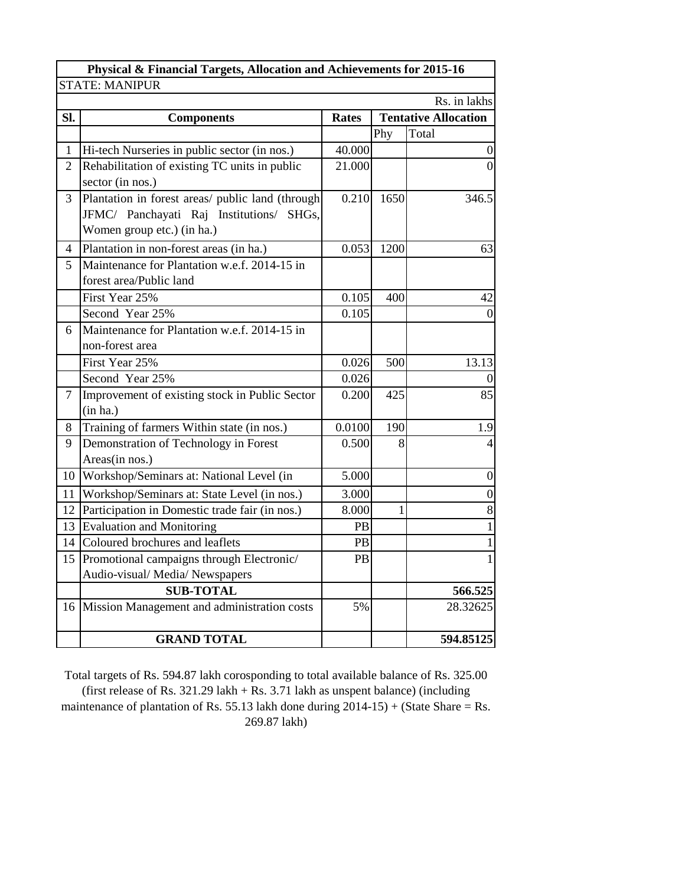| Physical & Financial Targets, Allocation and Achievements for 2015-16 | | | | |
|---|---|---|---|---|
| STATE: MANIPUR | | | | |
| | | | | Rs. in lakhs |
| **Sl.** | **Components** | **Rates** | **Tentative Allocation** | |
| | | | Phy | Total |
| 1 | Hi-tech Nurseries in public sector (in nos.) | 40.000 | | 0 |
| 2 | Rehabilitation of existing TC units in public sector (in nos.) | 21.000 | | 0 |
| 3 | Plantation in forest areas/ public land (through JFMC/ Panchayati Raj Institutions/ SHGs, Women group etc.) (in ha.) | 0.210 | 1650 | 346.5 |
| 4 | Plantation in non-forest areas (in ha.) | 0.053 | 1200 | 63 |
| 5 | Maintenance for Plantation w.e.f. 2014-15 in forest area/Public land | | | |
| | First Year 25% | 0.105 | 400 | 42 |
| | Second Year 25% | 0.105 | | 0 |
| 6 | Maintenance for Plantation w.e.f. 2014-15 in non-forest area | | | |
| | First Year 25% | 0.026 | 500 | 13.13 |
| | Second Year 25% | 0.026 | | 0 |
| 7 | Improvement of existing stock in Public Sector (in ha.) | 0.200 | 425 | 85 |
| 8 | Training of farmers Within state (in nos.) | 0.0100 | 190 | 1.9 |
| 9 | Demonstration of Technology in Forest Areas(in nos.) | 0.500 | 8 | 4 |
| 10 | Workshop/Seminars at: National Level (in | 5.000 | | 0 |
| 11 | Workshop/Seminars at: State Level (in nos.) | 3.000 | | 0 |
| 12 | Participation in Domestic trade fair (in nos.) | 8.000 | 1 | 8 |
| 13 | Evaluation and Monitoring | PB | | 1 |
| 14 | Coloured brochures and leaflets | PB | | 1 |
| 15 | Promotional campaigns through Electronic/ Audio-visual/ Media/ Newspapers | PB | | 1 |
| | **SUB-TOTAL** | | | **566.525** |
| 16 | Mission Management and administration costs | 5% | | 28.32625 |
| | **GRAND TOTAL** | | | **594.85125** |

Total targets of Rs. 594.87 lakh corosponding to total available balance of Rs. 325.00 (first release of Rs. 321.29 lakh + Rs. 3.71 lakh as unspent balance) (including maintenance of plantation of Rs. 55.13 lakh done during 2014-15) + (State Share = Rs. 269.87 lakh)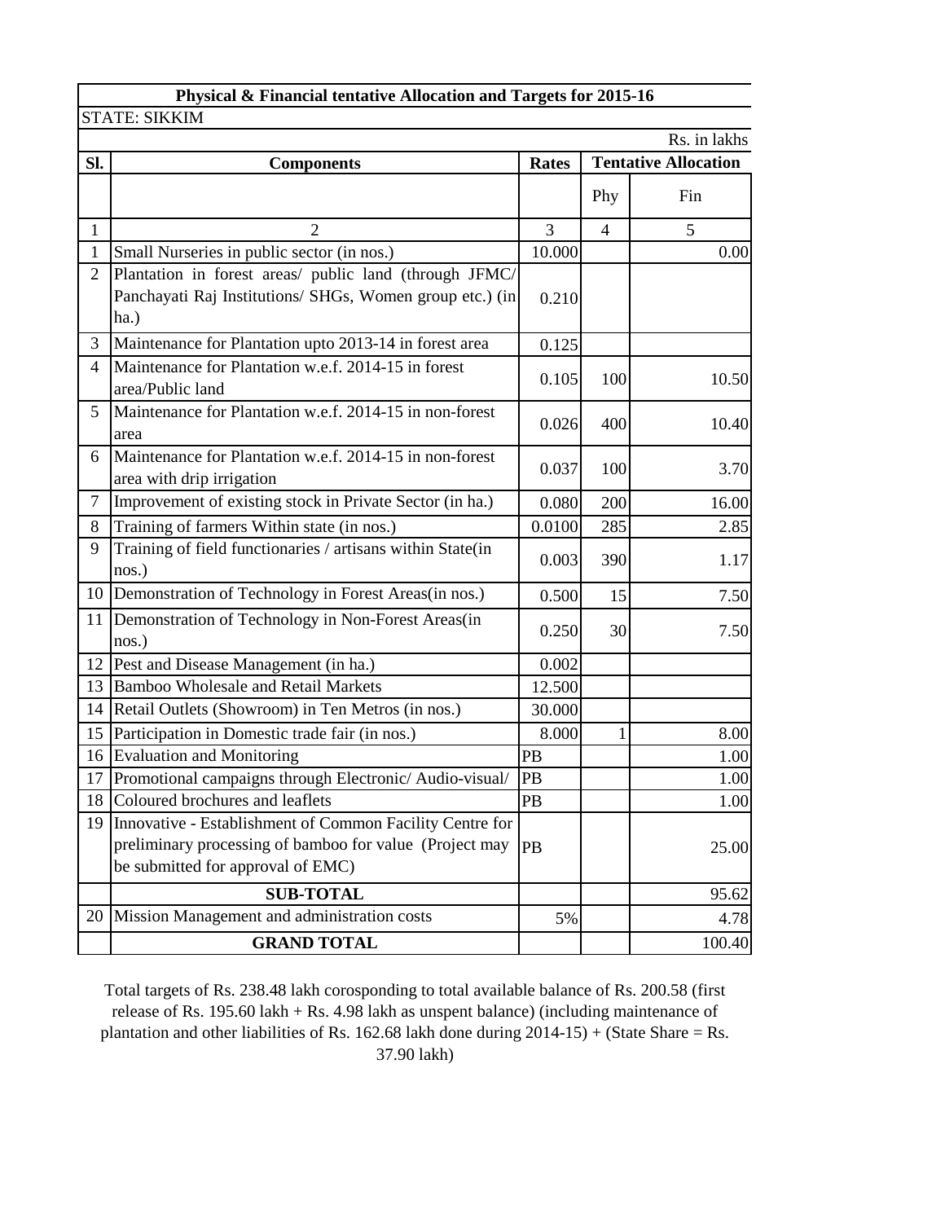**Physical & Financial tentative Allocation and Targets for 2015-16**

STATE: SIKKIM

Rs. in lakhs

| Sl. | Components | Rates | Tentative Allocation | |
|---|---|---|---|---|
| | | | Phy | Fin |
| 1 | 2 | 3 | 4 | 5 |
| 1 | Small Nurseries in public sector (in nos.) | 10.000 | | 0.00 |
| 2 | Plantation in forest areas/ public land (through JFMC/ Panchayati Raj Institutions/ SHGs, Women group etc.) (in ha.) | 0.210 | | |
| 3 | Maintenance for Plantation upto 2013-14 in forest area | 0.125 | | |
| 4 | Maintenance for Plantation w.e.f. 2014-15 in forest area/Public land | 0.105 | 100 | 10.50 |
| 5 | Maintenance for Plantation w.e.f. 2014-15 in non-forest area | 0.026 | 400 | 10.40 |
| 6 | Maintenance for Plantation w.e.f. 2014-15 in non-forest area with drip irrigation | 0.037 | 100 | 3.70 |
| 7 | Improvement of existing stock in Private Sector (in ha.) | 0.080 | 200 | 16.00 |
| 8 | Training of farmers Within state (in nos.) | 0.0100 | 285 | 2.85 |
| 9 | Training of field functionaries / artisans within State(in nos.) | 0.003 | 390 | 1.17 |
| 10 | Demonstration of Technology in Forest Areas(in nos.) | 0.500 | 15 | 7.50 |
| 11 | Demonstration of Technology in Non-Forest Areas(in nos.) | 0.250 | 30 | 7.50 |
| 12 | Pest and Disease Management (in ha.) | 0.002 | | |
| 13 | Bamboo Wholesale and Retail Markets | 12.500 | | |
| 14 | Retail Outlets (Showroom) in Ten Metros (in nos.) | 30.000 | | |
| 15 | Participation in Domestic trade fair (in nos.) | 8.000 | 1 | 8.00 |
| 16 | Evaluation and Monitoring | PB | | 1.00 |
| 17 | Promotional campaigns through Electronic/ Audio-visual/ | PB | | 1.00 |
| 18 | Coloured brochures and leaflets | PB | | 1.00 |
| 19 | Innovative - Establishment of Common Facility Centre for preliminary processing of bamboo for value (Project may be submitted for approval of EMC) | PB | | 25.00 |
| | **SUB-TOTAL** | | | 95.62 |
| 20 | Mission Management and administration costs | 5% | | 4.78 |
| | **GRAND TOTAL** | | | 100.40 |

Total targets of Rs. 238.48 lakh corosponding to total available balance of Rs. 200.58 (first release of Rs. 195.60 lakh + Rs. 4.98 lakh as unspent balance) (including maintenance of plantation and other liabilities of Rs. 162.68 lakh done during 2014-15) + (State Share = Rs. 37.90 lakh)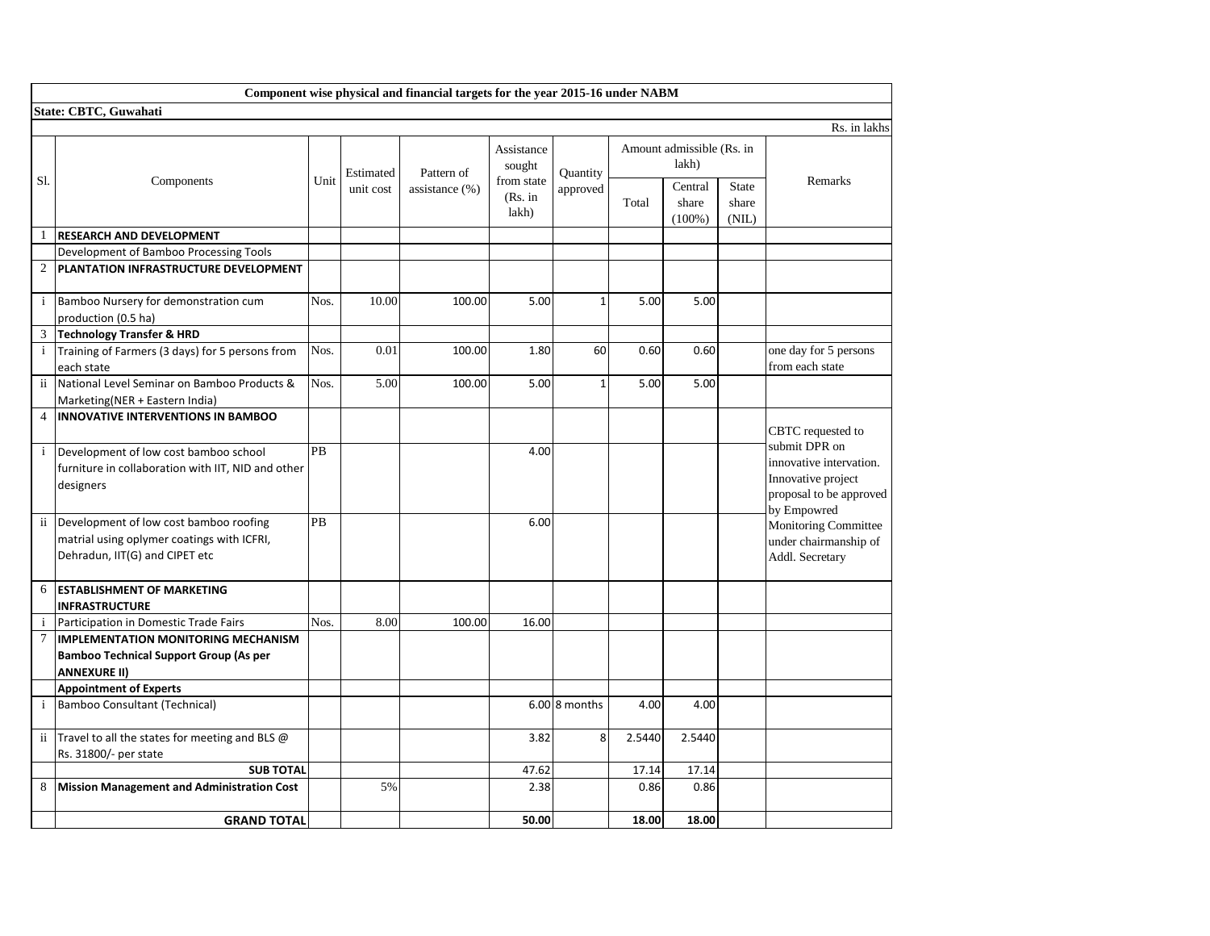**Component wise physical and financial targets for the year 2015-16 under NABM**

**State: CBTC, Guwahati**

Rs. in lakhs

| Sl. | Components | Unit | Estimated unit cost | Pattern of assistance (%) | Assistance sought from state (Rs. in lakh) | Quantity approved | Amount admissible (Rs. in lakh) | | | Remarks |
|---|---|---|---|---|---|---|---|---|---|---|
| | | | | | | | Total | Central share (100%) | State share (NIL) | |
| 1 | **RESEARCH AND DEVELOPMENT** | | | | | | | | | |
| | Development of Bamboo Processing Tools | | | | | | | | | |
| 2 | **PLANTATION INFRASTRUCTURE DEVELOPMENT** | | | | | | | | | |
| i | Bamboo Nursery for demonstration cum production (0.5 ha) | Nos. | 10.00 | 100.00 | 5.00 | 1 | 5.00 | 5.00 | | |
| 3 | **Technology Transfer & HRD** | | | | | | | | | |
| i | Training of Farmers (3 days) for 5 persons from each state | Nos. | 0.01 | 100.00 | 1.80 | 60 | 0.60 | 0.60 | | one day for 5 persons from each state |
| ii | National Level Seminar on Bamboo Products & Marketing(NER + Eastern India) | Nos. | 5.00 | 100.00 | 5.00 | 1 | 5.00 | 5.00 | | |
| 4 | **INNOVATIVE INTERVENTIONS IN BAMBOO** | | | | | | | | | CBTC requested to submit DPR on innovative intervation. Innovative project proposal to be approved by Empowred Monitoring Committee under chairmanship of Addl. Secretary |
| i | Development of low cost bamboo school furniture in collaboration with IIT, NID and other designers | PB | | | 4.00 | | | | | |
| ii | Development of low cost bamboo roofing matrial using oplymer coatings with ICFRI, Dehradun, IIT(G) and CIPET etc | PB | | | 6.00 | | | | | |
| 6 | **ESTABLISHMENT OF MARKETING INFRASTRUCTURE** | | | | | | | | | |
| i | Participation in Domestic Trade Fairs | Nos. | 8.00 | 100.00 | 16.00 | | | | | |
| 7 | **IMPLEMENTATION MONITORING MECHANISM Bamboo Technical Support Group (As per ANNEXURE II)** | | | | | | | | | |
| | **Appointment of Experts** | | | | | | | | | |
| i | Bamboo Consultant (Technical) | | | | 6.00 | 8 months | 4.00 | 4.00 | | |
| ii | Travel to all the states for meeting and BLS @ Rs. 31800/- per state | | | | 3.82 | 8 | 2.5440 | 2.5440 | | |
| | **SUB TOTAL** | | | | 47.62 | | 17.14 | 17.14 | | |
| 8 | **Mission Management and Administration Cost** | | 5% | | 2.38 | | 0.86 | 0.86 | | |
| | **GRAND TOTAL** | | | | **50.00** | | **18.00** | **18.00** | | |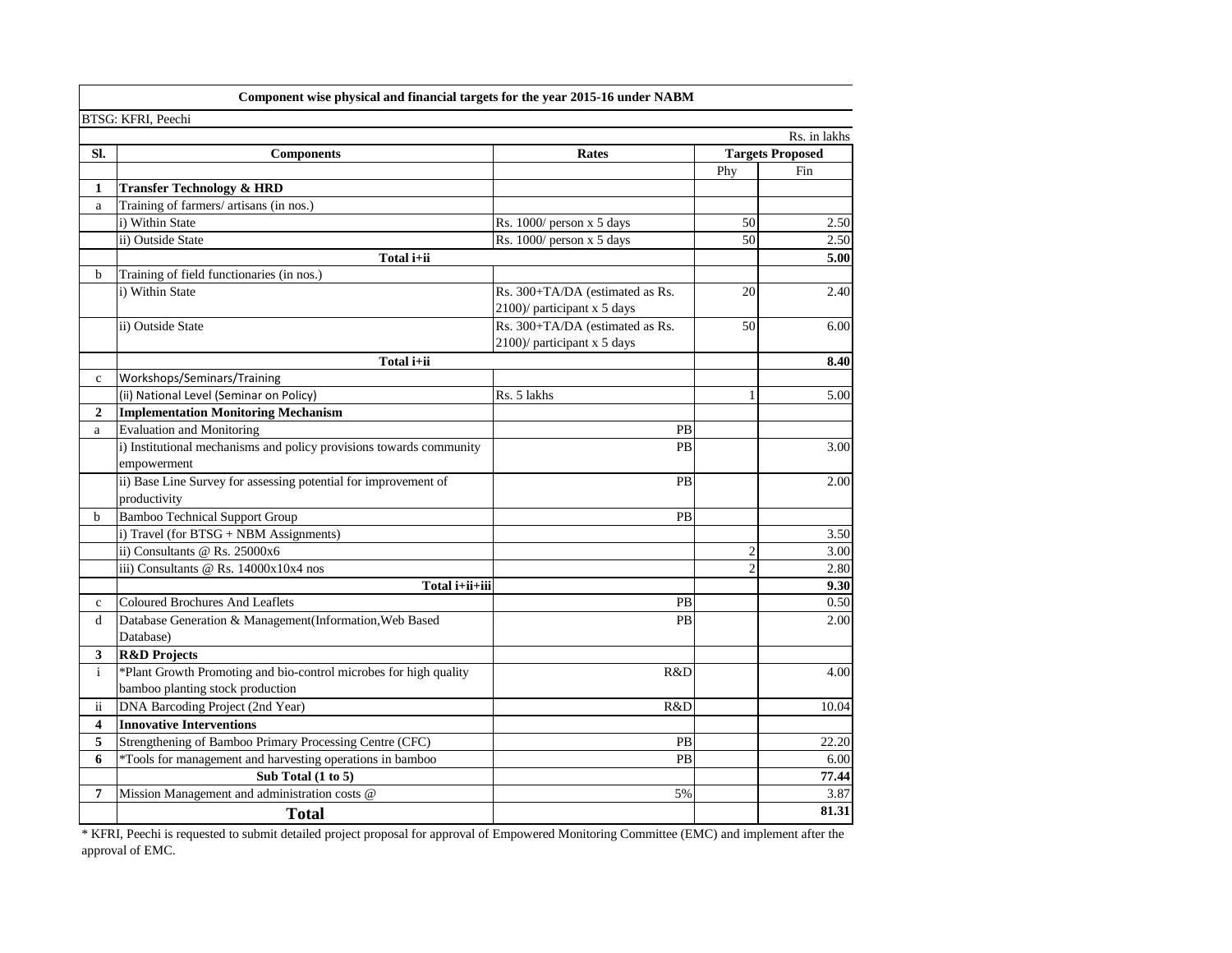**Component wise physical and financial targets for the year 2015-16 under NABM**

BTSG: KFRI, Peechi

Rs. in lakhs

| Sl. | Components | Rates | Targets Proposed | |
|---|---|---|---|---|
| | | | Phy | Fin |
| **1** | **Transfer Technology & HRD** | | | |
| a | Training of farmers/ artisans (in nos.) | | | |
| | i) Within State | Rs. 1000/ person x 5 days | 50 | 2.50 |
| | ii) Outside State | Rs. 1000/ person x 5 days | 50 | 2.50 |
| | **Total i+ii** | | | **5.00** |
| b | Training of field functionaries (in nos.) | | | |
| | i) Within State | Rs. 300+TA/DA (estimated as Rs. 2100)/ participant x 5 days | 20 | 2.40 |
| | ii) Outside State | Rs. 300+TA/DA (estimated as Rs. 2100)/ participant x 5 days | 50 | 6.00 |
| | **Total i+ii** | | | **8.40** |
| c | Workshops/Seminars/Training | | | |
| | (ii) National Level (Seminar on Policy) | Rs. 5 lakhs | 1 | 5.00 |
| **2** | **Implementation Monitoring Mechanism** | | | |
| a | Evaluation and Monitoring | PB | | |
| | i) Institutional mechanisms and policy provisions towards community empowerment | PB | | 3.00 |
| | ii) Base Line Survey for assessing potential for improvement of productivity | PB | | 2.00 |
| b | Bamboo Technical Support Group | PB | | |
| | i) Travel (for BTSG + NBM Assignments) | | | 3.50 |
| | ii) Consultants @ Rs. 25000x6 | | 2 | 3.00 |
| | iii) Consultants @ Rs. 14000x10x4 nos | | 2 | 2.80 |
| | **Total i+ii+iii** | | | **9.30** |
| c | Coloured Brochures And Leaflets | PB | | 0.50 |
| d | Database Generation & Management(Information,Web Based Database) | PB | | 2.00 |
| **3** | **R&D Projects** | | | |
| i | *Plant Growth Promoting and bio-control microbes for high quality bamboo planting stock production | R&D | | 4.00 |
| ii | DNA Barcoding Project (2nd Year) | R&D | | 10.04 |
| **4** | **Innovative Interventions** | | | |
| **5** | Strengthening of Bamboo Primary Processing Centre (CFC) | PB | | 22.20 |
| **6** | *Tools for management and harvesting operations in bamboo | PB | | 6.00 |
| | **Sub Total (1 to 5)** | | | **77.44** |
| **7** | Mission Management and administration costs @ | 5% | | 3.87 |
| | **Total** | | | **81.31** |

* KFRI, Peechi is requested to submit detailed project proposal for approval of Empowered Monitoring Committee (EMC) and implement after the approval of EMC.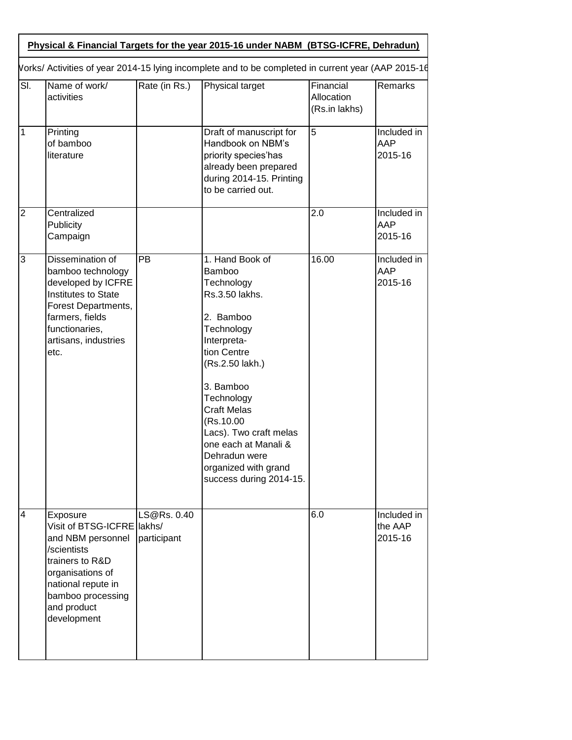**Physical & Financial Targets for the year 2015-16 under NABM (BTSG-ICFRE, Dehradun)**

Vorks/ Activities of year 2014-15 lying incomplete and to be completed in current year (AAP 2015-16

| Sl. | Name of work/ activities | Rate (in Rs.) | Physical target | Financial Allocation (Rs.in lakhs) | Remarks |
|---|---|---|---|---|---|
| 1 | Printing of bamboo literature | | Draft of manuscript for Handbook on NBM's priority species'has already been prepared during 2014-15. Printing to be carried out. | 5 | Included in AAP 2015-16 |
| 2 | Centralized Publicity Campaign | | | 2.0 | Included in AAP 2015-16 |
| 3 | Dissemination of bamboo technology developed by ICFRE Institutes to State Forest Departments, farmers, fields functionaries, artisans, industries etc. | PB | 1. Hand Book of Bamboo Technology Rs.3.50 lakhs.<br><br>2. Bamboo Technology Interpreta-tion Centre (Rs.2.50 lakh.)<br><br>3. Bamboo Technology Craft Melas (Rs.10.00 Lacs). Two craft melas one each at Manali & Dehradun were organized with grand success during 2014-15. | 16.00 | Included in AAP 2015-16 |
| 4 | Exposure Visit of BTSG-ICFRE and NBM personnel /scientists trainers to R&D organisations of national repute in bamboo processing and product development | LS@Rs. 0.40 lakhs/ participant | | 6.0 | Included in the AAP 2015-16 |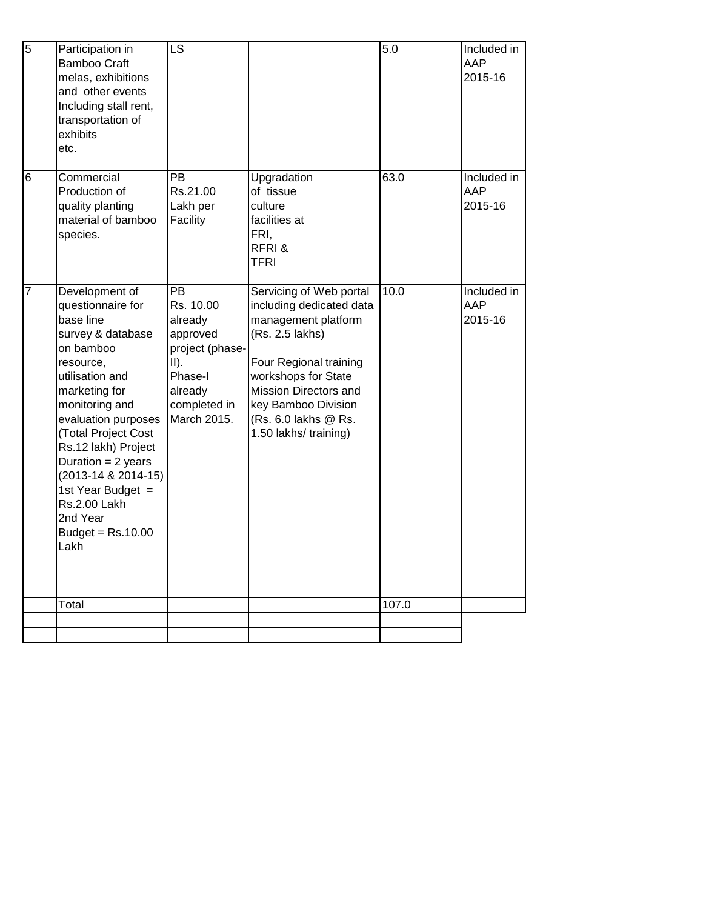| 5 | Participation in Bamboo Craft melas, exhibitions and other events Including stall rent, transportation of exhibits etc. | LS | | 5.0 | Included in AAP 2015-16 |
|---|---|---|---|---|---|
| 6 | Commercial Production of quality planting material of bamboo species. | PB Rs.21.00 Lakh per Facility | Upgradation of tissue culture facilities at FRI, RFRI & TFRI | 63.0 | Included in AAP 2015-16 |
| 7 | Development of questionnaire for base line survey & database on bamboo resource, utilisation and marketing for monitoring and evaluation purposes (Total Project Cost Rs.12 lakh) Project Duration = 2 years (2013-14 & 2014-15) 1st Year Budget = Rs.2.00 Lakh 2nd Year Budget = Rs.10.00 Lakh | PB Rs. 10.00 already approved project (phase-II). Phase-I already completed in March 2015. | Servicing of Web portal including dedicated data management platform (Rs. 2.5 lakhs)<br><br>Four Regional training workshops for State Mission Directors and key Bamboo Division (Rs. 6.0 lakhs @ Rs. 1.50 lakhs/ training) | 10.0 | Included in AAP 2015-16 |
| | Total | | | 107.0 | |
| | | | | | |
| | | | | | |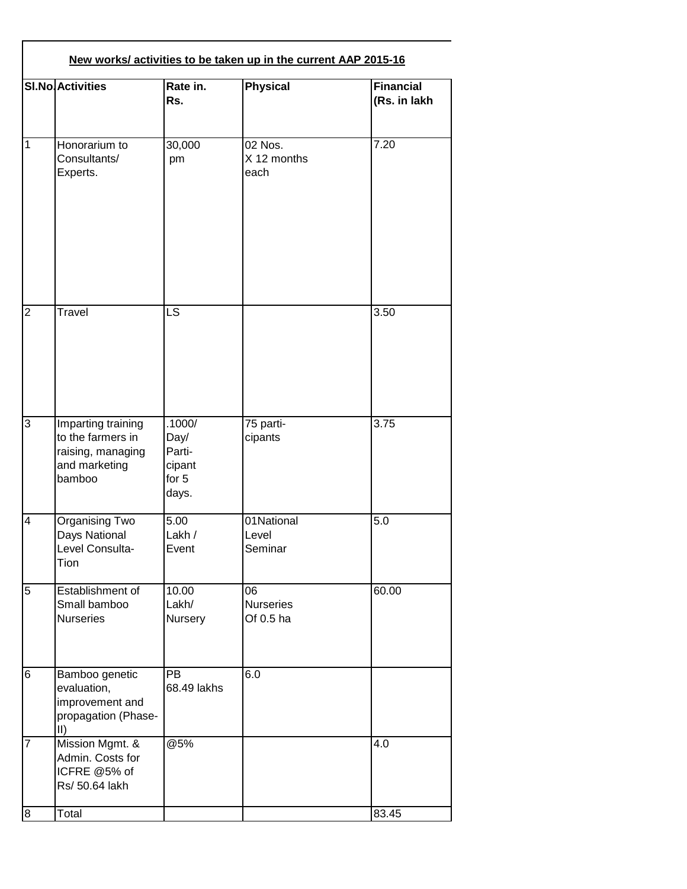**New works/ activities to be taken up in the current AAP 2015-16**

| Sl.No. | Activities | Rate in. Rs. | Physical | Financial (Rs. in lakh |
|---|---|---|---|---|
| 1 | Honorarium to Consultants/ Experts. | 30,000 pm | 02 Nos. X 12 months each | 7.20 |
| 2 | Travel | LS | | 3.50 |
| 3 | Imparting training to the farmers in raising, managing and marketing bamboo | .1000/ Day/ Parti-cipant for 5 days. | 75 parti-cipants | 3.75 |
| 4 | Organising Two Days National Level Consulta-Tion | 5.00 Lakh / Event | 01National Level Seminar | 5.0 |
| 5 | Establishment of Small bamboo Nurseries | 10.00 Lakh/ Nursery | 06 Nurseries Of 0.5 ha | 60.00 |
| 6 | Bamboo genetic evaluation, improvement and propagation (Phase-II) | PB 68.49 lakhs | 6.0 | |
| 7 | Mission Mgmt. & Admin. Costs for ICFRE @5% of Rs/ 50.64 lakh | @5% | | 4.0 |
| 8 | Total | | | 83.45 |